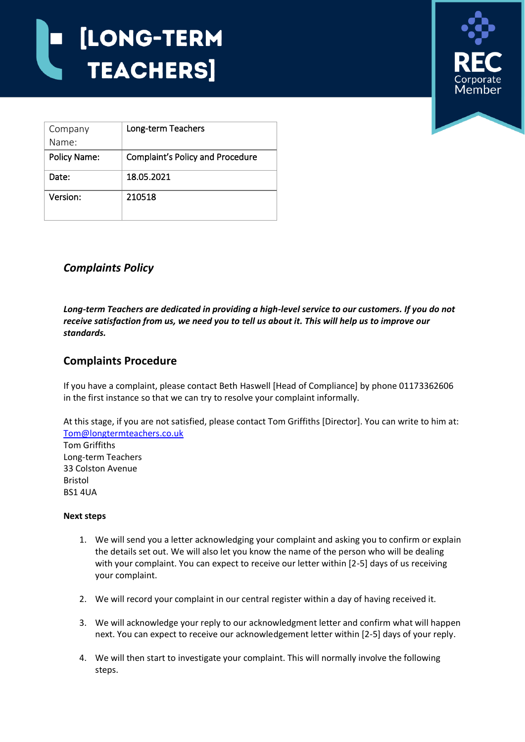# [LONG-TERM TEACHERS]

REC Corporate Member

| Company Name: | Long-term Teachers |
| --- | --- |
| Policy Name: | Complaint's Policy and Procedure |
| Date: | 18.05.2021 |
| Version: | 210518 |

## *Complaints Policy*

***Long-term Teachers are dedicated in providing a high-level service to our customers. If you do not receive satisfaction from us, we need you to tell us about it. This will help us to improve our standards.***

## Complaints Procedure

If you have a complaint, please contact Beth Haswell [Head of Compliance] by phone 01173362606 in the first instance so that we can try to resolve your complaint informally.

At this stage, if you are not satisfied, please contact Tom Griffiths [Director]. You can write to him at: Tom@longtermteachers.co.uk
Tom Griffiths
Long-term Teachers
33 Colston Avenue
Bristol
BS1 4UA

**Next steps**

1. We will send you a letter acknowledging your complaint and asking you to confirm or explain the details set out. We will also let you know the name of the person who will be dealing with your complaint. You can expect to receive our letter within [2-5] days of us receiving your complaint.

2. We will record your complaint in our central register within a day of having received it.

3. We will acknowledge your reply to our acknowledgment letter and confirm what will happen next. You can expect to receive our acknowledgement letter within [2-5] days of your reply.

4. We will then start to investigate your complaint. This will normally involve the following steps.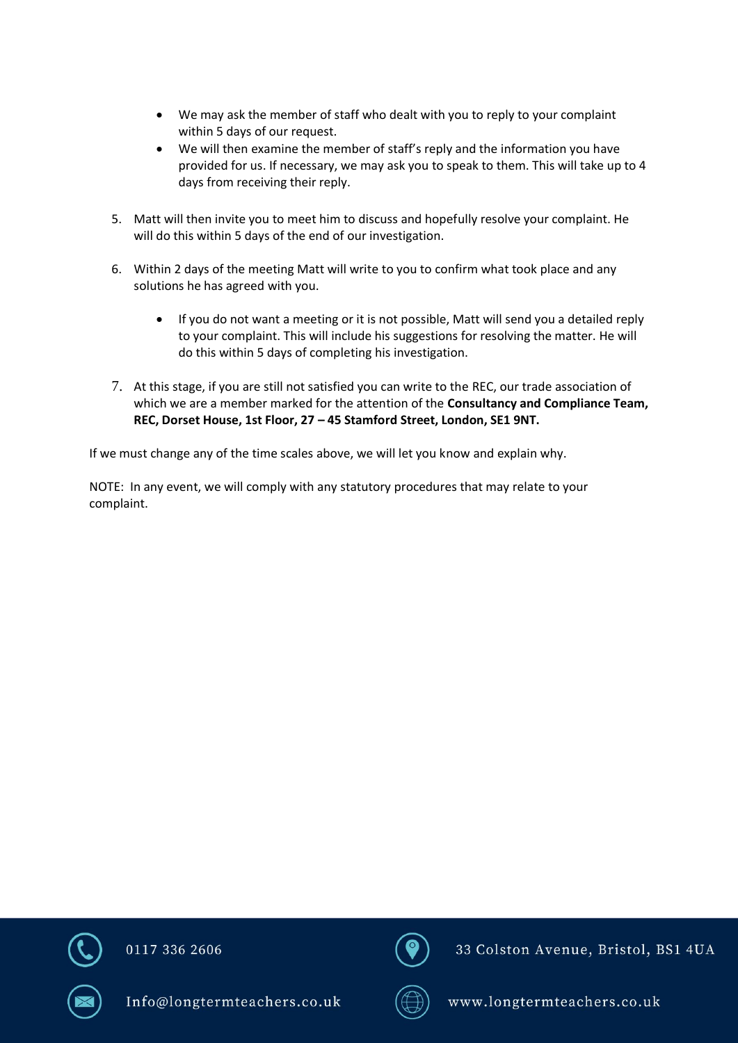- We may ask the member of staff who dealt with you to reply to your complaint within 5 days of our request.
- We will then examine the member of staff's reply and the information you have provided for us. If necessary, we may ask you to speak to them. This will take up to 4 days from receiving their reply.

5. Matt will then invite you to meet him to discuss and hopefully resolve your complaint. He will do this within 5 days of the end of our investigation.

6. Within 2 days of the meeting Matt will write to you to confirm what took place and any solutions he has agreed with you.

    - If you do not want a meeting or it is not possible, Matt will send you a detailed reply to your complaint. This will include his suggestions for resolving the matter. He will do this within 5 days of completing his investigation.

7. At this stage, if you are still not satisfied you can write to the REC, our trade association of which we are a member marked for the attention of the **Consultancy and Compliance Team, REC, Dorset House, 1st Floor, 27 – 45 Stamford Street, London, SE1 9NT.**

If we must change any of the time scales above, we will let you know and explain why.

NOTE: In any event, we will comply with any statutory procedures that may relate to your complaint.

0117 336 2606

33 Colston Avenue, Bristol, BS1 4UA

Info@longtermteachers.co.uk

www.longtermteachers.co.uk